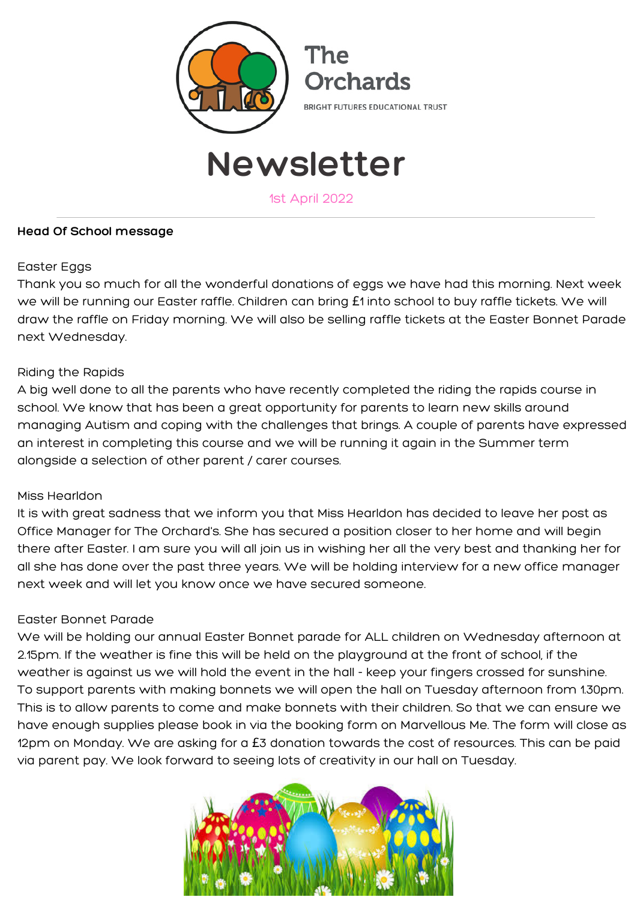The Orchards

BRIGHT FUTURES EDUCATIONAL TRUST

# Newsletter

1st April 2022

---

**Head Of School message**

Easter Eggs

Thank you so much for all the wonderful donations of eggs we have had this morning. Next week we will be running our Easter raffle. Children can bring £1 into school to buy raffle tickets. We will draw the raffle on Friday morning. We will also be selling raffle tickets at the Easter Bonnet Parade next Wednesday.

Riding the Rapids

A big well done to all the parents who have recently completed the riding the rapids course in school. We know that has been a great opportunity for parents to learn new skills around managing Autism and coping with the challenges that brings. A couple of parents have expressed an interest in completing this course and we will be running it again in the Summer term alongside a selection of other parent / carer courses.

Miss Hearldon

It is with great sadness that we inform you that Miss Hearldon has decided to leave her post as Office Manager for The Orchard's. She has secured a position closer to her home and will begin there after Easter. I am sure you will all join us in wishing her all the very best and thanking her for all she has done over the past three years. We will be holding interview for a new office manager next week and will let you know once we have secured someone.

Easter Bonnet Parade

We will be holding our annual Easter Bonnet parade for ALL children on Wednesday afternoon at 2.15pm. If the weather is fine this will be held on the playground at the front of school, if the weather is against us we will hold the event in the hall - keep your fingers crossed for sunshine. To support parents with making bonnets we will open the hall on Tuesday afternoon from 1.30pm. This is to allow parents to come and make bonnets with their children. So that we can ensure we have enough supplies please book in via the booking form on Marvellous Me. The form will close as 12pm on Monday. We are asking for a £3 donation towards the cost of resources. This can be paid via parent pay. We look forward to seeing lots of creativity in our hall on Tuesday.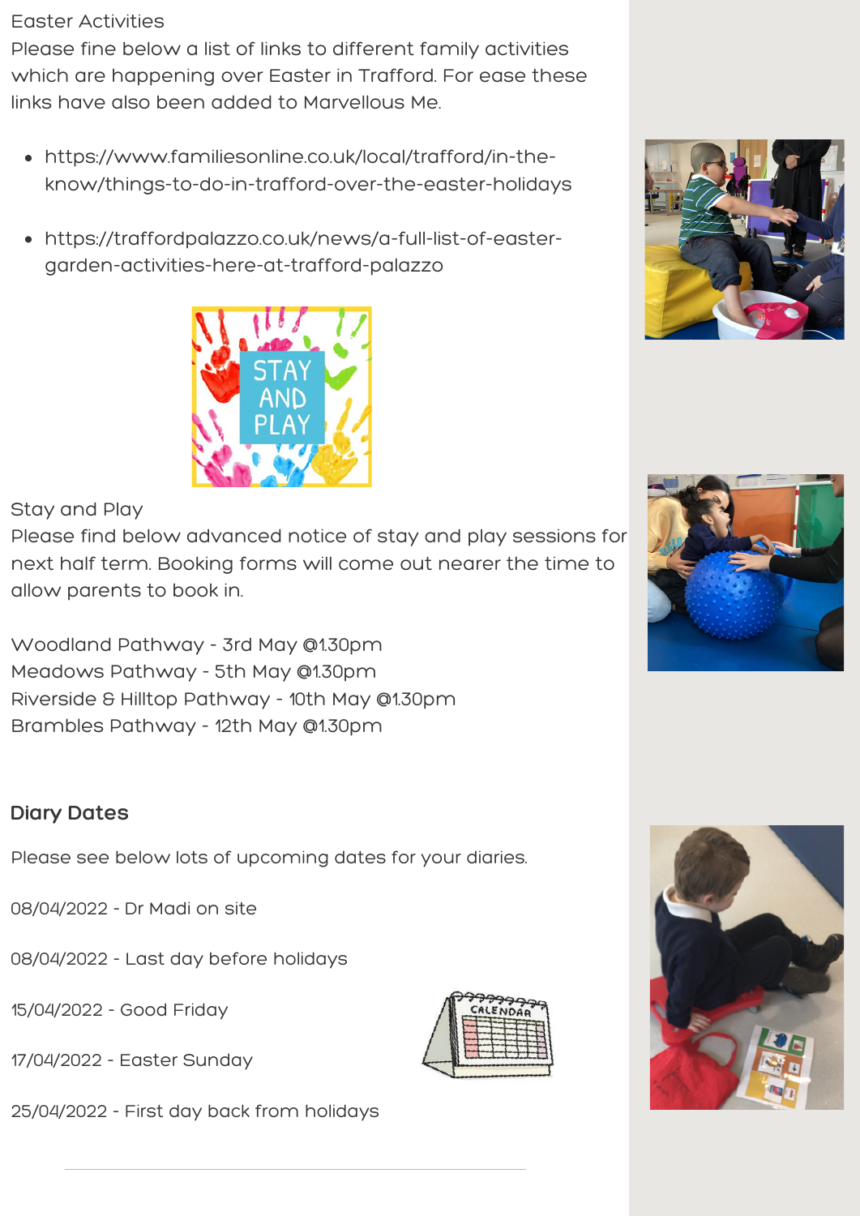Easter Activities

Please fine below a list of links to different family activities which are happening over Easter in Trafford. For ease these links have also been added to Marvellous Me.

- https://www.familiesonline.co.uk/local/trafford/in-the-know/things-to-do-in-trafford-over-the-easter-holidays
- https://traffordpalazzo.co.uk/news/a-full-list-of-easter-garden-activities-here-at-trafford-palazzo

Stay and Play

Please find below advanced notice of stay and play sessions for next half term. Booking forms will come out nearer the time to allow parents to book in.

Woodland Pathway - 3rd May @1.30pm
Meadows Pathway - 5th May @1.30pm
Riverside & Hilltop Pathway - 10th May @1.30pm
Brambles Pathway - 12th May @1.30pm

## Diary Dates

Please see below lots of upcoming dates for your diaries.

08/04/2022 - Dr Madi on site

08/04/2022 - Last day before holidays

15/04/2022 - Good Friday

17/04/2022 - Easter Sunday

25/04/2022 - First day back from holidays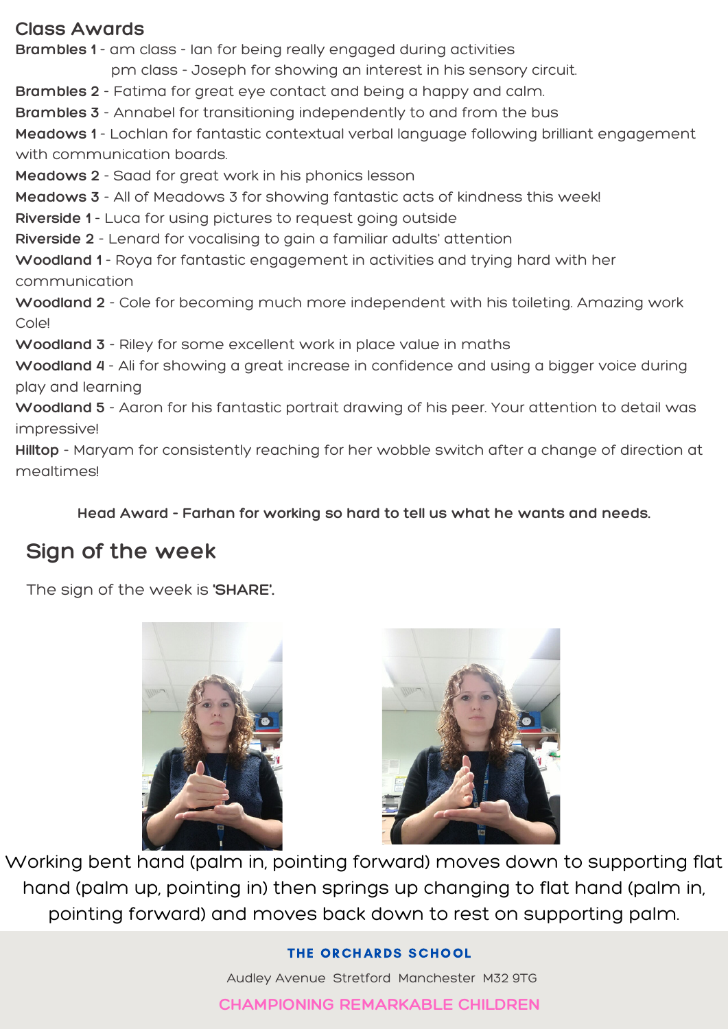## Class Awards

**Brambles 1** - am class - Ian for being really engaged during activities
pm class - Joseph for showing an interest in his sensory circuit.

**Brambles 2** - Fatima for great eye contact and being a happy and calm.

**Brambles 3** - Annabel for transitioning independently to and from the bus

**Meadows 1** - Lochlan for fantastic contextual verbal language following brilliant engagement with communication boards.

**Meadows 2** - Saad for great work in his phonics lesson

**Meadows 3** - All of Meadows 3 for showing fantastic acts of kindness this week!

**Riverside 1** - Luca for using pictures to request going outside

**Riverside 2** - Lenard for vocalising to gain a familiar adults' attention

**Woodland 1** - Roya for fantastic engagement in activities and trying hard with her communication

**Woodland 2** - Cole for becoming much more independent with his toileting. Amazing work Cole!

**Woodland 3** - Riley for some excellent work in place value in maths

**Woodland 4** - Ali for showing a great increase in confidence and using a bigger voice during play and learning

**Woodland 5** - Aaron for his fantastic portrait drawing of his peer. Your attention to detail was impressive!

**Hilltop** - Maryam for consistently reaching for her wobble switch after a change of direction at mealtimes!

**Head Award - Farhan for working so hard to tell us what he wants and needs.**

## Sign of the week

The sign of the week is **'SHARE'.**

Working bent hand (palm in, pointing forward) moves down to supporting flat hand (palm up, pointing in) then springs up changing to flat hand (palm in, pointing forward) and moves back down to rest on supporting palm.

**THE ORCHARDS SCHOOL**

Audley Avenue Stretford Manchester M32 9TG

CHAMPIONING REMARKABLE CHILDREN